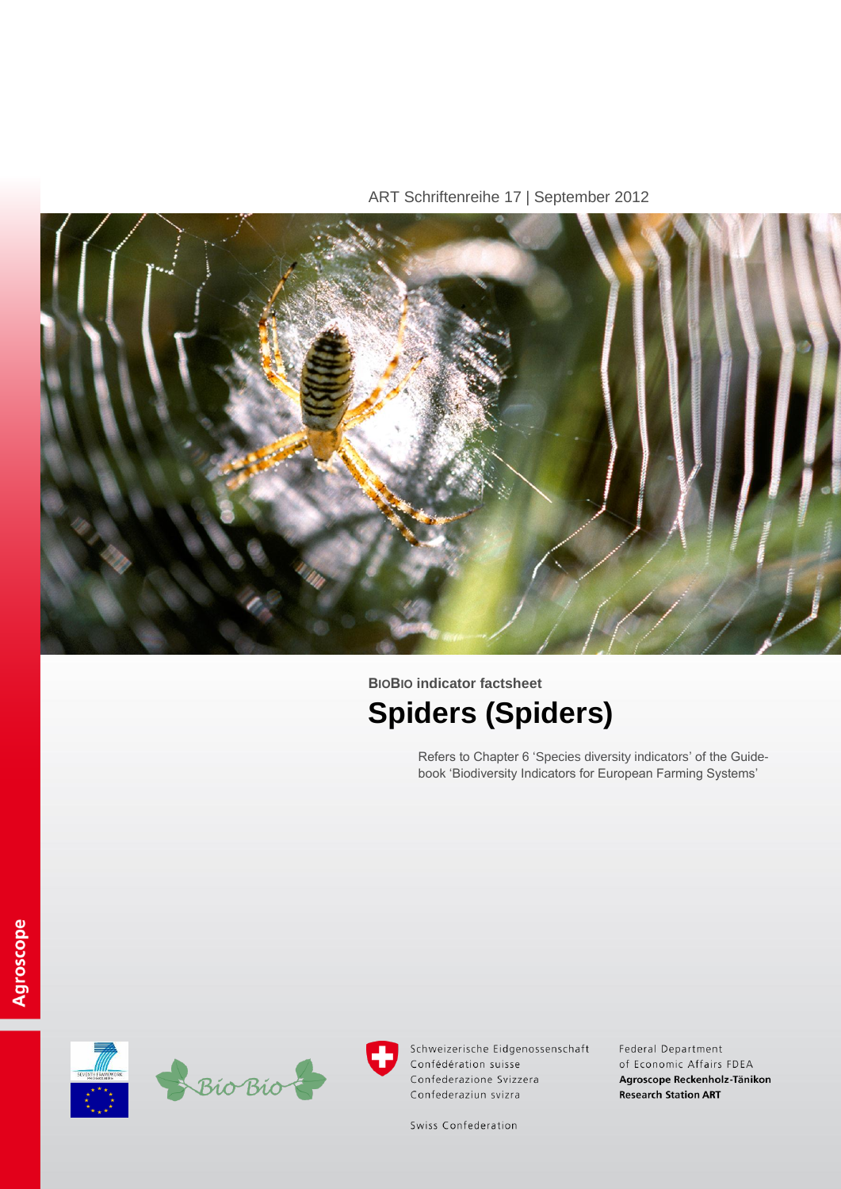ART Schriftenreihe 17 | September 2012

**BioBio indicator factsheet**

# Spiders (Spiders)

Refers to Chapter 6 'Species diversity indicators' of the Guidebook 'Biodiversity Indicators for European Farming Systems'

Agroscope

Schweizerische Eidgenossenschaft
Confédération suisse
Confederazione Svizzera
Confederaziun svizra

Swiss Confederation

Federal Department of Economic Affairs FDEA
**Agroscope Reckenholz-Tänikon Research Station ART**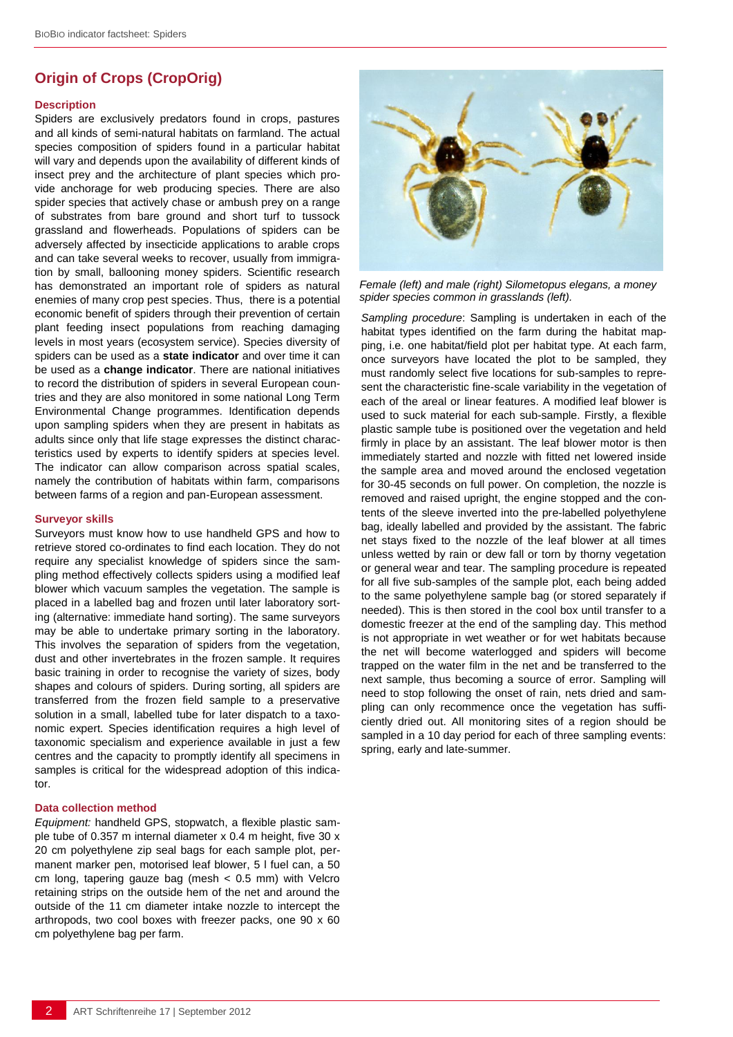## Origin of Crops (CropOrig)

### Description

Spiders are exclusively predators found in crops, pastures and all kinds of semi-natural habitats on farmland. The actual species composition of spiders found in a particular habitat will vary and depends upon the availability of different kinds of insect prey and the architecture of plant species which provide anchorage for web producing species. There are also spider species that actively chase or ambush prey on a range of substrates from bare ground and short turf to tussock grassland and flowerheads. Populations of spiders can be adversely affected by insecticide applications to arable crops and can take several weeks to recover, usually from immigration by small, ballooning money spiders. Scientific research has demonstrated an important role of spiders as natural enemies of many crop pest species. Thus, there is a potential economic benefit of spiders through their prevention of certain plant feeding insect populations from reaching damaging levels in most years (ecosystem service). Species diversity of spiders can be used as a **state indicator** and over time it can be used as a **change indicator**. There are national initiatives to record the distribution of spiders in several European countries and they are also monitored in some national Long Term Environmental Change programmes. Identification depends upon sampling spiders when they are present in habitats as adults since only that life stage expresses the distinct characteristics used by experts to identify spiders at species level. The indicator can allow comparison across spatial scales, namely the contribution of habitats within farm, comparisons between farms of a region and pan-European assessment.

### Surveyor skills

Surveyors must know how to use handheld GPS and how to retrieve stored co-ordinates to find each location. They do not require any specialist knowledge of spiders since the sampling method effectively collects spiders using a modified leaf blower which vacuum samples the vegetation. The sample is placed in a labelled bag and frozen until later laboratory sorting (alternative: immediate hand sorting). The same surveyors may be able to undertake primary sorting in the laboratory. This involves the separation of spiders from the vegetation, dust and other invertebrates in the frozen sample. It requires basic training in order to recognise the variety of sizes, body shapes and colours of spiders. During sorting, all spiders are transferred from the frozen field sample to a preservative solution in a small, labelled tube for later dispatch to a taxonomic expert. Species identification requires a high level of taxonomic specialism and experience available in just a few centres and the capacity to promptly identify all specimens in samples is critical for the widespread adoption of this indicator.

### Data collection method

*Equipment:* handheld GPS, stopwatch, a flexible plastic sample tube of 0.357 m internal diameter x 0.4 m height, five 30 x 20 cm polyethylene zip seal bags for each sample plot, permanent marker pen, motorised leaf blower, 5 l fuel can, a 50 cm long, tapering gauze bag (mesh < 0.5 mm) with Velcro retaining strips on the outside hem of the net and around the outside of the 11 cm diameter intake nozzle to intercept the arthropods, two cool boxes with freezer packs, one 90 x 60 cm polyethylene bag per farm.

*Female (left) and male (right) Silometopus elegans, a money spider species common in grasslands (left).*

*Sampling procedure*: Sampling is undertaken in each of the habitat types identified on the farm during the habitat mapping, i.e. one habitat/field plot per habitat type. At each farm, once surveyors have located the plot to be sampled, they must randomly select five locations for sub-samples to represent the characteristic fine-scale variability in the vegetation of each of the areal or linear features. A modified leaf blower is used to suck material for each sub-sample. Firstly, a flexible plastic sample tube is positioned over the vegetation and held firmly in place by an assistant. The leaf blower motor is then immediately started and nozzle with fitted net lowered inside the sample area and moved around the enclosed vegetation for 30-45 seconds on full power. On completion, the nozzle is removed and raised upright, the engine stopped and the contents of the sleeve inverted into the pre-labelled polyethylene bag, ideally labelled and provided by the assistant. The fabric net stays fixed to the nozzle of the leaf blower at all times unless wetted by rain or dew fall or torn by thorny vegetation or general wear and tear. The sampling procedure is repeated for all five sub-samples of the sample plot, each being added to the same polyethylene sample bag (or stored separately if needed). This is then stored in the cool box until transfer to a domestic freezer at the end of the sampling day. This method is not appropriate in wet weather or for wet habitats because the net will become waterlogged and spiders will become trapped on the water film in the net and be transferred to the next sample, thus becoming a source of error. Sampling will need to stop following the onset of rain, nets dried and sampling can only recommence once the vegetation has sufficiently dried out. All monitoring sites of a region should be sampled in a 10 day period for each of three sampling events: spring, early and late-summer.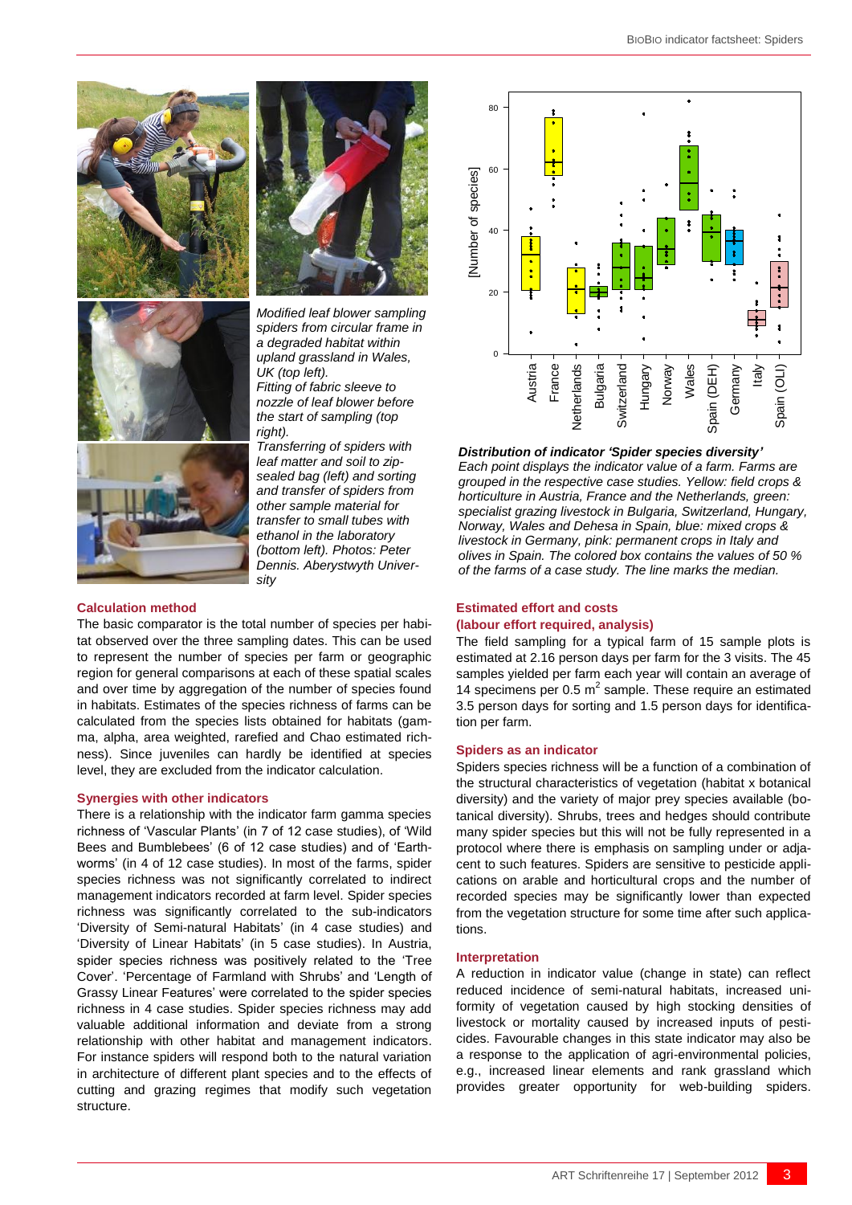*Modified leaf blower sampling spiders from circular frame in a degraded habitat within upland grassland in Wales, UK (top left).*
*Fitting of fabric sleeve to nozzle of leaf blower before the start of sampling (top right).*
*Transferring of spiders with leaf matter and soil to zip-sealed bag (left) and sorting and transfer of spiders from other sample material for transfer to small tubes with ethanol in the laboratory (bottom left). Photos: Peter Dennis. Aberystwyth University*

### Calculation method

The basic comparator is the total number of species per habitat observed over the three sampling dates. This can be used to represent the number of species per farm or geographic region for general comparisons at each of these spatial scales and over time by aggregation of the number of species found in habitats. Estimates of the species richness of farms can be calculated from the species lists obtained for habitats (gamma, alpha, area weighted, rarefied and Chao estimated richness). Since juveniles can hardly be identified at species level, they are excluded from the indicator calculation.

### Synergies with other indicators

There is a relationship with the indicator farm gamma species richness of 'Vascular Plants' (in 7 of 12 case studies), of 'Wild Bees and Bumblebees' (6 of 12 case studies) and of 'Earthworms' (in 4 of 12 case studies). In most of the farms, spider species richness was not significantly correlated to indirect management indicators recorded at farm level. Spider species richness was significantly correlated to the sub-indicators 'Diversity of Semi-natural Habitats' (in 4 case studies) and 'Diversity of Linear Habitats' (in 5 case studies). In Austria, spider species richness was positively related to the 'Tree Cover'. 'Percentage of Farmland with Shrubs' and 'Length of Grassy Linear Features' were correlated to the spider species richness in 4 case studies. Spider species richness may add valuable additional information and deviate from a strong relationship with other habitat and management indicators. For instance spiders will respond both to the natural variation in architecture of different plant species and to the effects of cutting and grazing regimes that modify such vegetation structure.

***Distribution of indicator 'Spider species diversity'***
*Each point displays the indicator value of a farm. Farms are grouped in the respective case studies. Yellow: field crops & horticulture in Austria, France and the Netherlands, green: specialist grazing livestock in Bulgaria, Switzerland, Hungary, Norway, Wales and Dehesa in Spain, blue: mixed crops & livestock in Germany, pink: permanent crops in Italy and olives in Spain. The colored box contains the values of 50 % of the farms of a case study. The line marks the median.*

### Estimated effort and costs (labour effort required, analysis)

The field sampling for a typical farm of 15 sample plots is estimated at 2.16 person days per farm for the 3 visits. The 45 samples yielded per farm each year will contain an average of 14 specimens per 0.5 $m^2$ sample. These require an estimated 3.5 person days for sorting and 1.5 person days for identification per farm.

### Spiders as an indicator

Spiders species richness will be a function of a combination of the structural characteristics of vegetation (habitat x botanical diversity) and the variety of major prey species available (botanical diversity). Shrubs, trees and hedges should contribute many spider species but this will not be fully represented in a protocol where there is emphasis on sampling under or adjacent to such features. Spiders are sensitive to pesticide applications on arable and horticultural crops and the number of recorded species may be significantly lower than expected from the vegetation structure for some time after such applications.

### Interpretation

A reduction in indicator value (change in state) can reflect reduced incidence of semi-natural habitats, increased uniformity of vegetation caused by high stocking densities of livestock or mortality caused by increased inputs of pesticides. Favourable changes in this state indicator may also be a response to the application of agri-environmental policies, e.g., increased linear elements and rank grassland which provides greater opportunity for web-building spiders.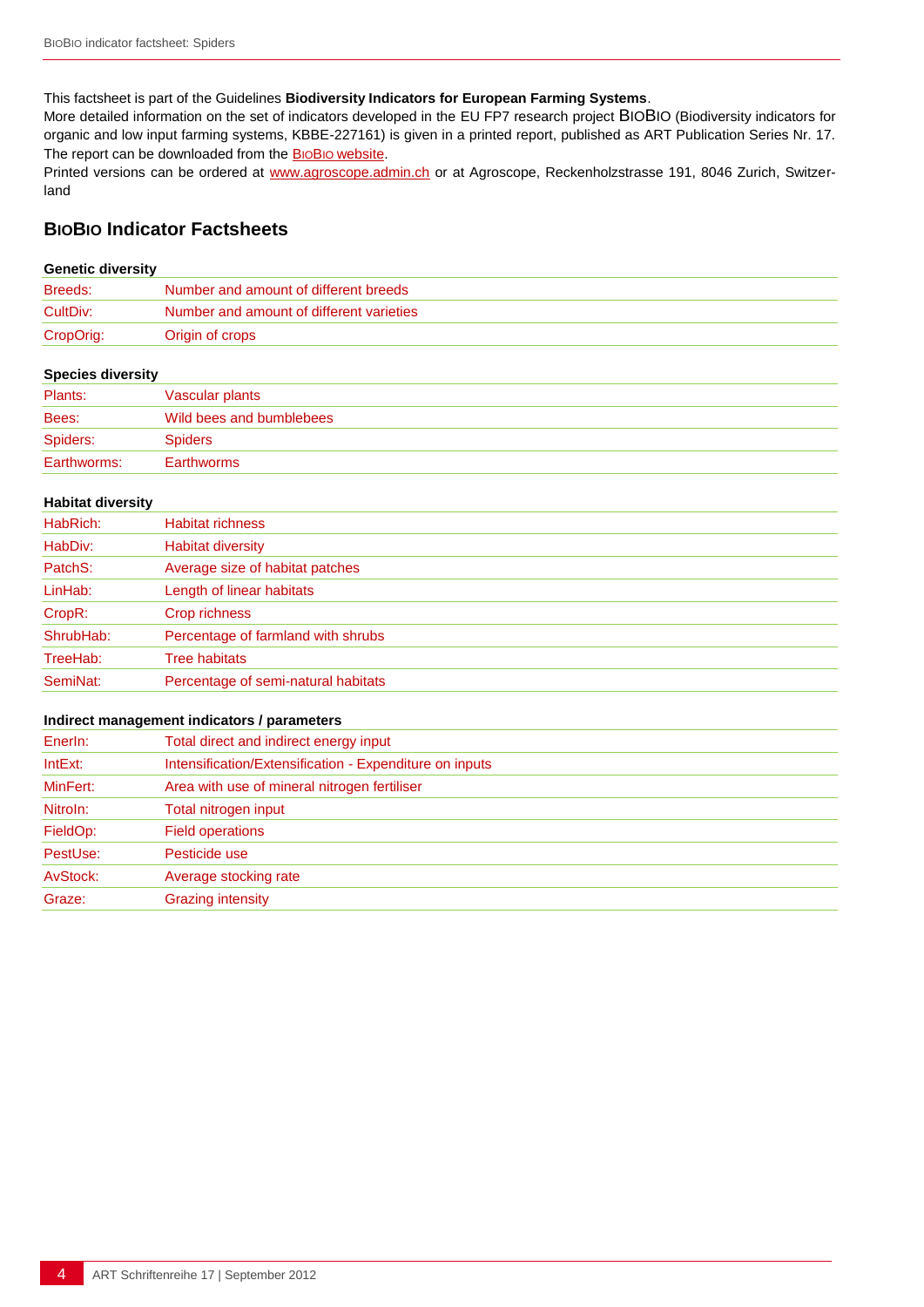This factsheet is part of the Guidelines **Biodiversity Indicators for European Farming Systems**.
More detailed information on the set of indicators developed in the EU FP7 research project BIOBIO (Biodiversity indicators for organic and low input farming systems, KBBE-227161) is given in a printed report, published as ART Publication Series Nr. 17. The report can be downloaded from the BIOBIO website.
Printed versions can be ordered at www.agroscope.admin.ch or at Agroscope, Reckenholzstrasse 191, 8046 Zurich, Switzerland

## BIOBIO Indicator Factsheets

**Genetic diversity**

| | |
|---|---|
| Breeds: | Number and amount of different breeds |
| CultDiv: | Number and amount of different varieties |
| CropOrig: | Origin of crops |

**Species diversity**

| | |
|---|---|
| Plants: | Vascular plants |
| Bees: | Wild bees and bumblebees |
| Spiders: | Spiders |
| Earthworms: | Earthworms |

**Habitat diversity**

| | |
|---|---|
| HabRich: | Habitat richness |
| HabDiv: | Habitat diversity |
| PatchS: | Average size of habitat patches |
| LinHab: | Length of linear habitats |
| CropR: | Crop richness |
| ShrubHab: | Percentage of farmland with shrubs |
| TreeHab: | Tree habitats |
| SemiNat: | Percentage of semi-natural habitats |

**Indirect management indicators / parameters**

| | |
|---|---|
| EnerIn: | Total direct and indirect energy input |
| IntExt: | Intensification/Extensification - Expenditure on inputs |
| MinFert: | Area with use of mineral nitrogen fertiliser |
| NitroIn: | Total nitrogen input |
| FieldOp: | Field operations |
| PestUse: | Pesticide use |
| AvStock: | Average stocking rate |
| Graze: | Grazing intensity |